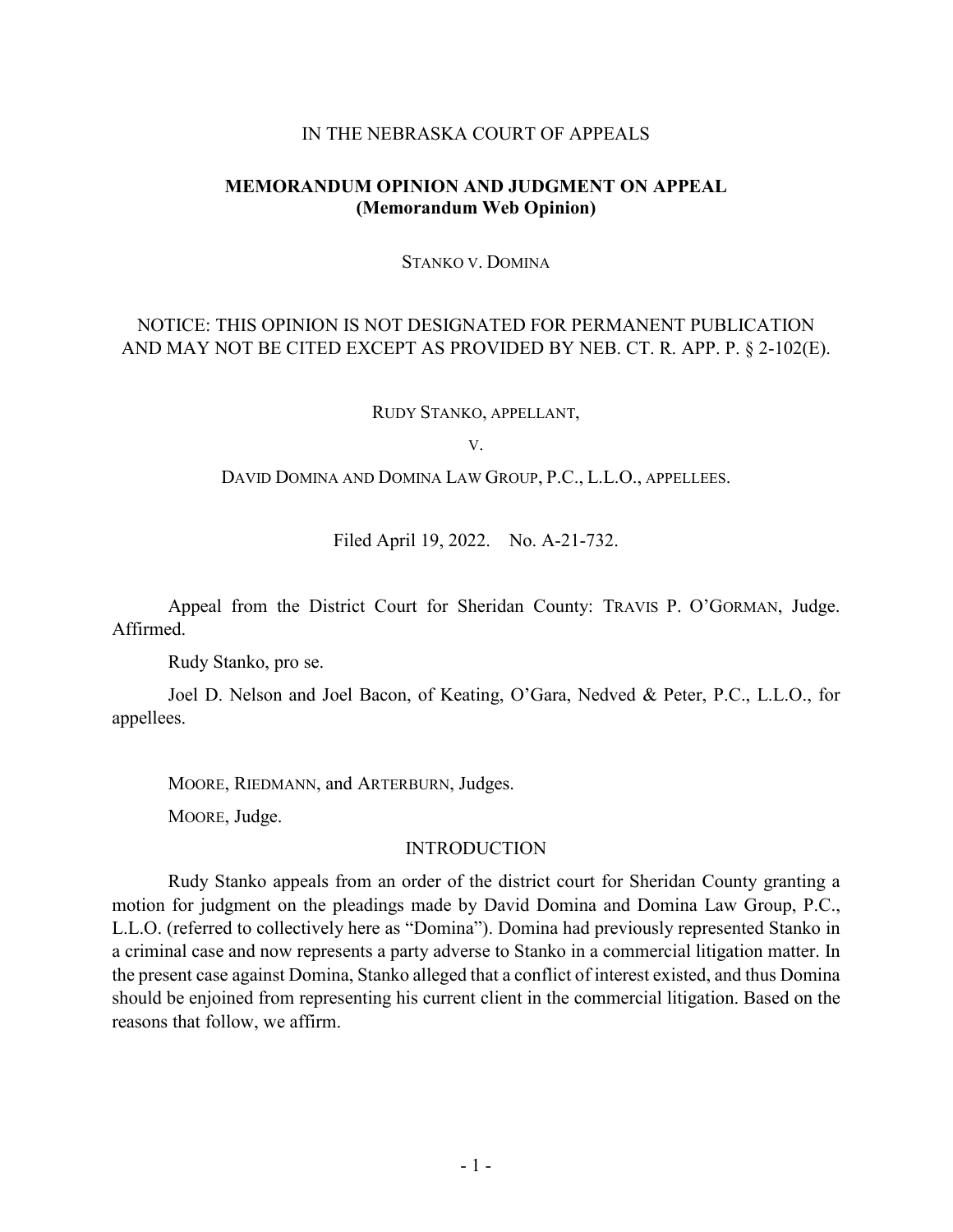IN THE NEBRASKA COURT OF APPEALS

**MEMORANDUM OPINION AND JUDGMENT ON APPEAL**
**(Memorandum Web Opinion)**

STANKO V. DOMINA

NOTICE: THIS OPINION IS NOT DESIGNATED FOR PERMANENT PUBLICATION AND MAY NOT BE CITED EXCEPT AS PROVIDED BY NEB. CT. R. APP. P. § 2-102(E).

RUDY STANKO, APPELLANT,

V.

DAVID DOMINA AND DOMINA LAW GROUP, P.C., L.L.O., APPELLEES.

Filed April 19, 2022. No. A-21-732.

Appeal from the District Court for Sheridan County: TRAVIS P. O'GORMAN, Judge. Affirmed.

Rudy Stanko, pro se.

Joel D. Nelson and Joel Bacon, of Keating, O'Gara, Nedved & Peter, P.C., L.L.O., for appellees.

MOORE, RIEDMANN, and ARTERBURN, Judges.

MOORE, Judge.

## INTRODUCTION

Rudy Stanko appeals from an order of the district court for Sheridan County granting a motion for judgment on the pleadings made by David Domina and Domina Law Group, P.C., L.L.O. (referred to collectively here as "Domina"). Domina had previously represented Stanko in a criminal case and now represents a party adverse to Stanko in a commercial litigation matter. In the present case against Domina, Stanko alleged that a conflict of interest existed, and thus Domina should be enjoined from representing his current client in the commercial litigation. Based on the reasons that follow, we affirm.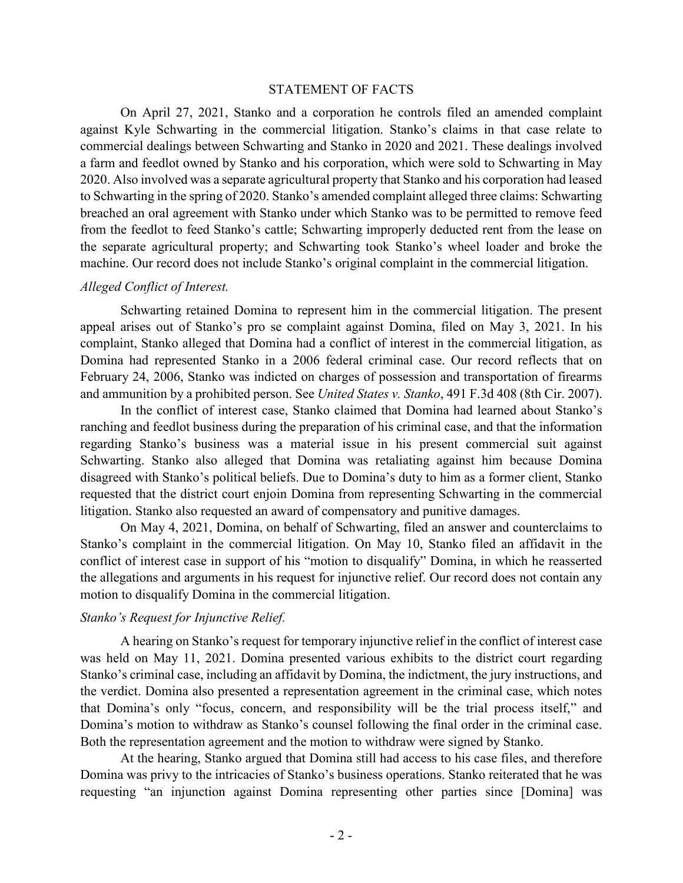## STATEMENT OF FACTS

On April 27, 2021, Stanko and a corporation he controls filed an amended complaint against Kyle Schwarting in the commercial litigation. Stanko's claims in that case relate to commercial dealings between Schwarting and Stanko in 2020 and 2021. These dealings involved a farm and feedlot owned by Stanko and his corporation, which were sold to Schwarting in May 2020. Also involved was a separate agricultural property that Stanko and his corporation had leased to Schwarting in the spring of 2020. Stanko's amended complaint alleged three claims: Schwarting breached an oral agreement with Stanko under which Stanko was to be permitted to remove feed from the feedlot to feed Stanko's cattle; Schwarting improperly deducted rent from the lease on the separate agricultural property; and Schwarting took Stanko's wheel loader and broke the machine. Our record does not include Stanko's original complaint in the commercial litigation.

*Alleged Conflict of Interest.*

Schwarting retained Domina to represent him in the commercial litigation. The present appeal arises out of Stanko's pro se complaint against Domina, filed on May 3, 2021. In his complaint, Stanko alleged that Domina had a conflict of interest in the commercial litigation, as Domina had represented Stanko in a 2006 federal criminal case. Our record reflects that on February 24, 2006, Stanko was indicted on charges of possession and transportation of firearms and ammunition by a prohibited person. See *United States v. Stanko*, 491 F.3d 408 (8th Cir. 2007).

In the conflict of interest case, Stanko claimed that Domina had learned about Stanko's ranching and feedlot business during the preparation of his criminal case, and that the information regarding Stanko's business was a material issue in his present commercial suit against Schwarting. Stanko also alleged that Domina was retaliating against him because Domina disagreed with Stanko's political beliefs. Due to Domina's duty to him as a former client, Stanko requested that the district court enjoin Domina from representing Schwarting in the commercial litigation. Stanko also requested an award of compensatory and punitive damages.

On May 4, 2021, Domina, on behalf of Schwarting, filed an answer and counterclaims to Stanko's complaint in the commercial litigation. On May 10, Stanko filed an affidavit in the conflict of interest case in support of his "motion to disqualify" Domina, in which he reasserted the allegations and arguments in his request for injunctive relief. Our record does not contain any motion to disqualify Domina in the commercial litigation.

*Stanko's Request for Injunctive Relief.*

A hearing on Stanko's request for temporary injunctive relief in the conflict of interest case was held on May 11, 2021. Domina presented various exhibits to the district court regarding Stanko's criminal case, including an affidavit by Domina, the indictment, the jury instructions, and the verdict. Domina also presented a representation agreement in the criminal case, which notes that Domina's only "focus, concern, and responsibility will be the trial process itself," and Domina's motion to withdraw as Stanko's counsel following the final order in the criminal case. Both the representation agreement and the motion to withdraw were signed by Stanko.

At the hearing, Stanko argued that Domina still had access to his case files, and therefore Domina was privy to the intricacies of Stanko's business operations. Stanko reiterated that he was requesting "an injunction against Domina representing other parties since [Domina] was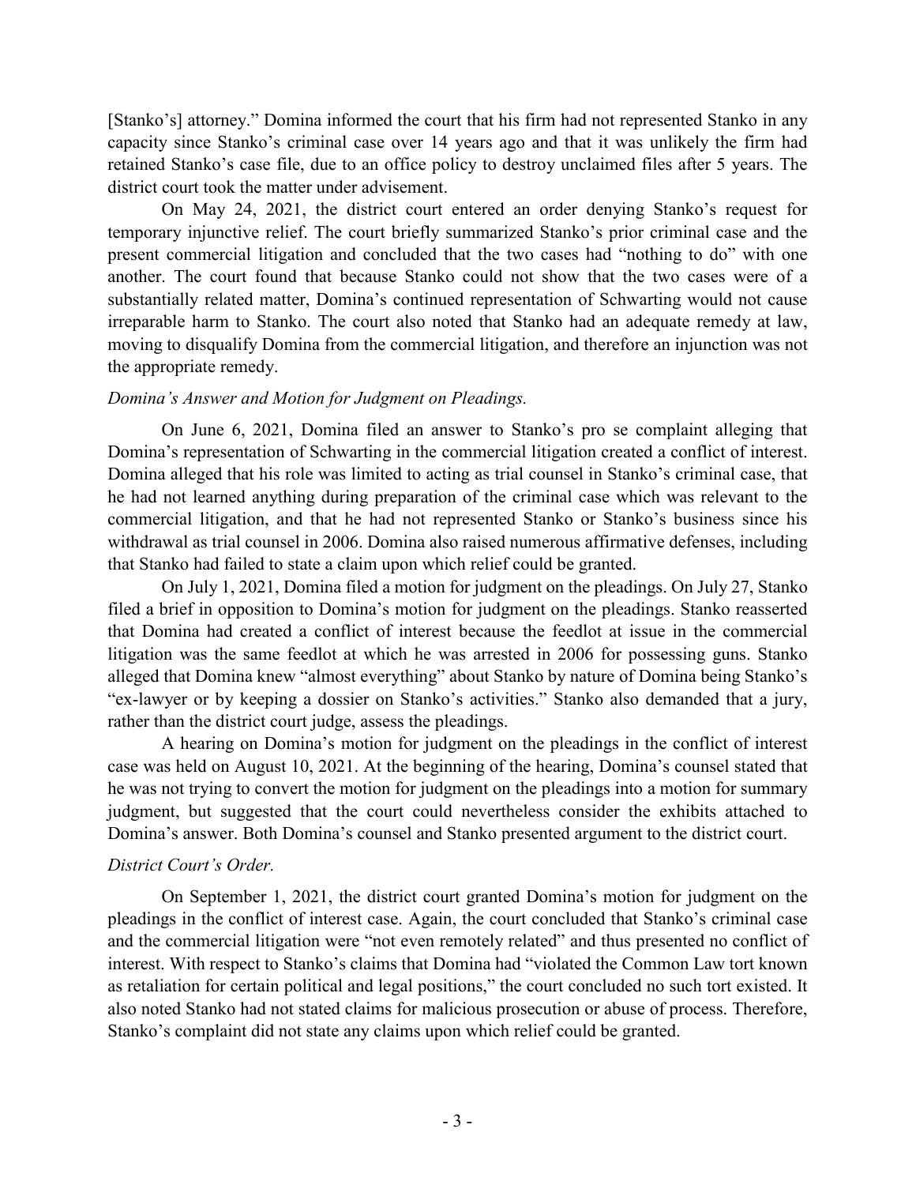[Stanko's] attorney." Domina informed the court that his firm had not represented Stanko in any capacity since Stanko's criminal case over 14 years ago and that it was unlikely the firm had retained Stanko's case file, due to an office policy to destroy unclaimed files after 5 years. The district court took the matter under advisement.

On May 24, 2021, the district court entered an order denying Stanko's request for temporary injunctive relief. The court briefly summarized Stanko's prior criminal case and the present commercial litigation and concluded that the two cases had "nothing to do" with one another. The court found that because Stanko could not show that the two cases were of a substantially related matter, Domina's continued representation of Schwarting would not cause irreparable harm to Stanko. The court also noted that Stanko had an adequate remedy at law, moving to disqualify Domina from the commercial litigation, and therefore an injunction was not the appropriate remedy.

*Domina's Answer and Motion for Judgment on Pleadings.*

On June 6, 2021, Domina filed an answer to Stanko's pro se complaint alleging that Domina's representation of Schwarting in the commercial litigation created a conflict of interest. Domina alleged that his role was limited to acting as trial counsel in Stanko's criminal case, that he had not learned anything during preparation of the criminal case which was relevant to the commercial litigation, and that he had not represented Stanko or Stanko's business since his withdrawal as trial counsel in 2006. Domina also raised numerous affirmative defenses, including that Stanko had failed to state a claim upon which relief could be granted.

On July 1, 2021, Domina filed a motion for judgment on the pleadings. On July 27, Stanko filed a brief in opposition to Domina's motion for judgment on the pleadings. Stanko reasserted that Domina had created a conflict of interest because the feedlot at issue in the commercial litigation was the same feedlot at which he was arrested in 2006 for possessing guns. Stanko alleged that Domina knew "almost everything" about Stanko by nature of Domina being Stanko's "ex-lawyer or by keeping a dossier on Stanko's activities." Stanko also demanded that a jury, rather than the district court judge, assess the pleadings.

A hearing on Domina's motion for judgment on the pleadings in the conflict of interest case was held on August 10, 2021. At the beginning of the hearing, Domina's counsel stated that he was not trying to convert the motion for judgment on the pleadings into a motion for summary judgment, but suggested that the court could nevertheless consider the exhibits attached to Domina's answer. Both Domina's counsel and Stanko presented argument to the district court.

*District Court's Order.*

On September 1, 2021, the district court granted Domina's motion for judgment on the pleadings in the conflict of interest case. Again, the court concluded that Stanko's criminal case and the commercial litigation were "not even remotely related" and thus presented no conflict of interest. With respect to Stanko's claims that Domina had "violated the Common Law tort known as retaliation for certain political and legal positions," the court concluded no such tort existed. It also noted Stanko had not stated claims for malicious prosecution or abuse of process. Therefore, Stanko's complaint did not state any claims upon which relief could be granted.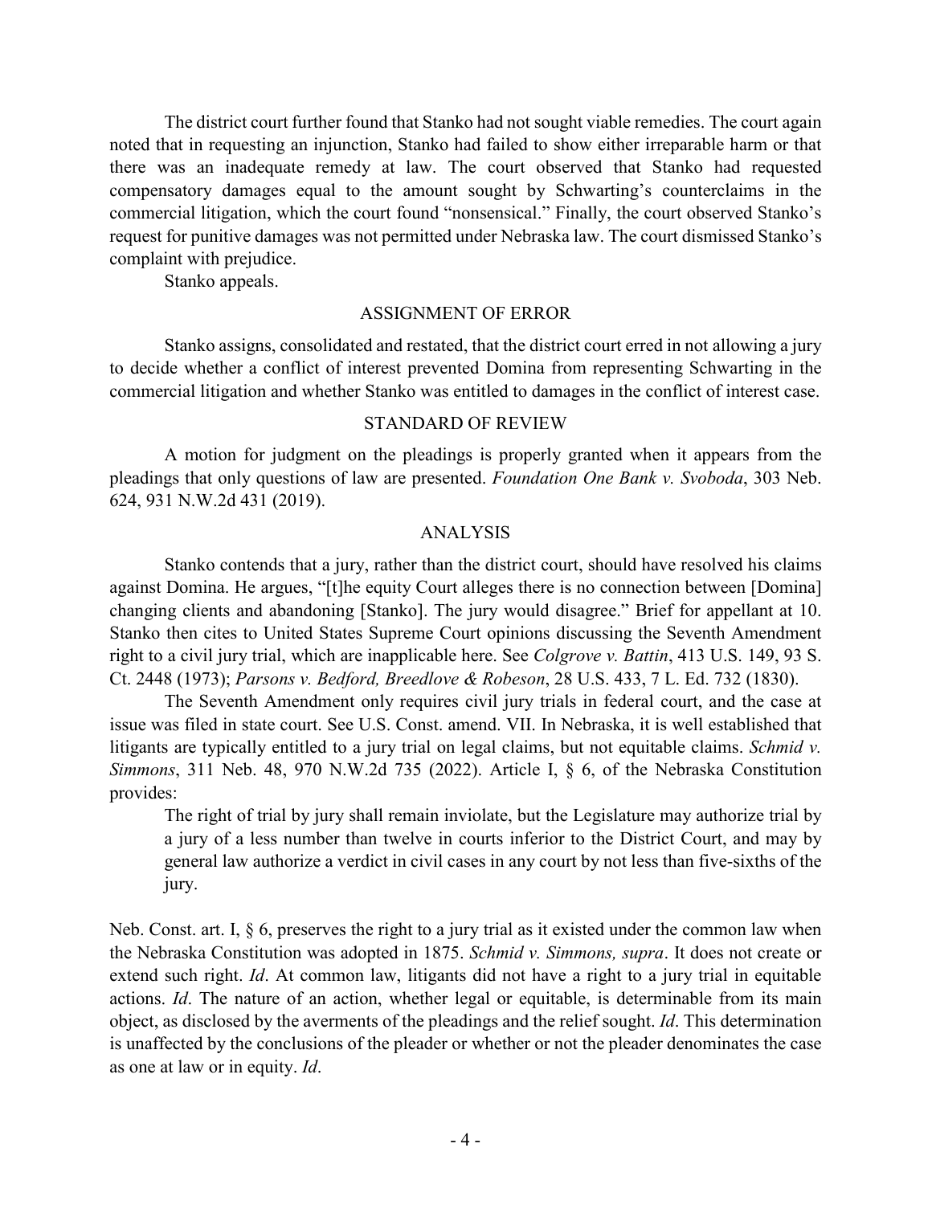The district court further found that Stanko had not sought viable remedies. The court again noted that in requesting an injunction, Stanko had failed to show either irreparable harm or that there was an inadequate remedy at law. The court observed that Stanko had requested compensatory damages equal to the amount sought by Schwarting's counterclaims in the commercial litigation, which the court found "nonsensical." Finally, the court observed Stanko's request for punitive damages was not permitted under Nebraska law. The court dismissed Stanko's complaint with prejudice.

Stanko appeals.

## ASSIGNMENT OF ERROR

Stanko assigns, consolidated and restated, that the district court erred in not allowing a jury to decide whether a conflict of interest prevented Domina from representing Schwarting in the commercial litigation and whether Stanko was entitled to damages in the conflict of interest case.

## STANDARD OF REVIEW

A motion for judgment on the pleadings is properly granted when it appears from the pleadings that only questions of law are presented. *Foundation One Bank v. Svoboda*, 303 Neb. 624, 931 N.W.2d 431 (2019).

## ANALYSIS

Stanko contends that a jury, rather than the district court, should have resolved his claims against Domina. He argues, "[t]he equity Court alleges there is no connection between [Domina] changing clients and abandoning [Stanko]. The jury would disagree." Brief for appellant at 10. Stanko then cites to United States Supreme Court opinions discussing the Seventh Amendment right to a civil jury trial, which are inapplicable here. See *Colgrove v. Battin*, 413 U.S. 149, 93 S. Ct. 2448 (1973); *Parsons v. Bedford, Breedlove & Robeson*, 28 U.S. 433, 7 L. Ed. 732 (1830).

The Seventh Amendment only requires civil jury trials in federal court, and the case at issue was filed in state court. See U.S. Const. amend. VII. In Nebraska, it is well established that litigants are typically entitled to a jury trial on legal claims, but not equitable claims. *Schmid v. Simmons*, 311 Neb. 48, 970 N.W.2d 735 (2022). Article I, § 6, of the Nebraska Constitution provides:

> The right of trial by jury shall remain inviolate, but the Legislature may authorize trial by a jury of a less number than twelve in courts inferior to the District Court, and may by general law authorize a verdict in civil cases in any court by not less than five-sixths of the jury.

Neb. Const. art. I, § 6, preserves the right to a jury trial as it existed under the common law when the Nebraska Constitution was adopted in 1875. *Schmid v. Simmons, supra*. It does not create or extend such right. *Id*. At common law, litigants did not have a right to a jury trial in equitable actions. *Id*. The nature of an action, whether legal or equitable, is determinable from its main object, as disclosed by the averments of the pleadings and the relief sought. *Id*. This determination is unaffected by the conclusions of the pleader or whether or not the pleader denominates the case as one at law or in equity. *Id*.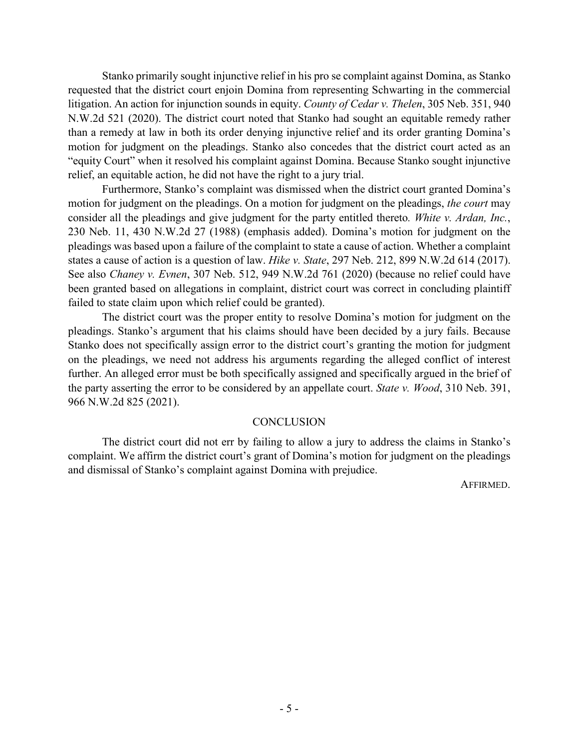Stanko primarily sought injunctive relief in his pro se complaint against Domina, as Stanko requested that the district court enjoin Domina from representing Schwarting in the commercial litigation. An action for injunction sounds in equity. *County of Cedar v. Thelen*, 305 Neb. 351, 940 N.W.2d 521 (2020). The district court noted that Stanko had sought an equitable remedy rather than a remedy at law in both its order denying injunctive relief and its order granting Domina's motion for judgment on the pleadings. Stanko also concedes that the district court acted as an "equity Court" when it resolved his complaint against Domina. Because Stanko sought injunctive relief, an equitable action, he did not have the right to a jury trial.

Furthermore, Stanko's complaint was dismissed when the district court granted Domina's motion for judgment on the pleadings. On a motion for judgment on the pleadings, *the court* may consider all the pleadings and give judgment for the party entitled thereto. *White v. Ardan, Inc.*, 230 Neb. 11, 430 N.W.2d 27 (1988) (emphasis added). Domina's motion for judgment on the pleadings was based upon a failure of the complaint to state a cause of action. Whether a complaint states a cause of action is a question of law. *Hike v. State*, 297 Neb. 212, 899 N.W.2d 614 (2017). See also *Chaney v. Evnen*, 307 Neb. 512, 949 N.W.2d 761 (2020) (because no relief could have been granted based on allegations in complaint, district court was correct in concluding plaintiff failed to state claim upon which relief could be granted).

The district court was the proper entity to resolve Domina's motion for judgment on the pleadings. Stanko's argument that his claims should have been decided by a jury fails. Because Stanko does not specifically assign error to the district court's granting the motion for judgment on the pleadings, we need not address his arguments regarding the alleged conflict of interest further. An alleged error must be both specifically assigned and specifically argued in the brief of the party asserting the error to be considered by an appellate court. *State v. Wood*, 310 Neb. 391, 966 N.W.2d 825 (2021).

## CONCLUSION

The district court did not err by failing to allow a jury to address the claims in Stanko's complaint. We affirm the district court's grant of Domina's motion for judgment on the pleadings and dismissal of Stanko's complaint against Domina with prejudice.

AFFIRMED.